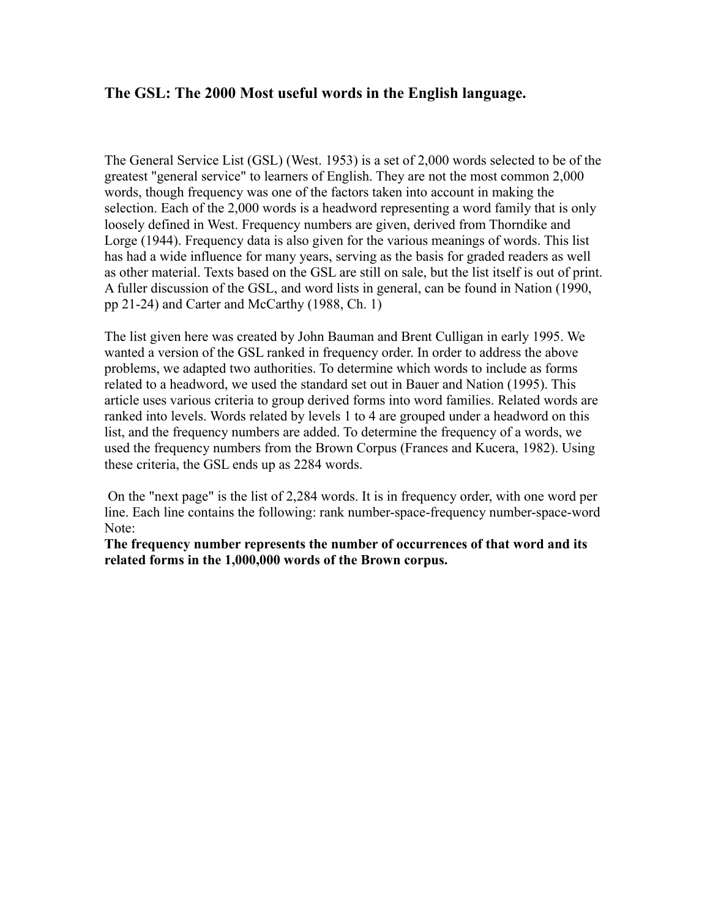## The GSL: The 2000 Most useful words in the English language.

The General Service List (GSL) (West. 1953) is a set of 2,000 words selected to be of the greatest "general service" to learners of English. They are not the most common 2,000 words, though frequency was one of the factors taken into account in making the selection. Each of the 2,000 words is a headword representing a word family that is only loosely defined in West. Frequency numbers are given, derived from Thorndike and Lorge (1944). Frequency data is also given for the various meanings of words. This list has had a wide influence for many years, serving as the basis for graded readers as well as other material. Texts based on the GSL are still on sale, but the list itself is out of print. A fuller discussion of the GSL, and word lists in general, can be found in Nation (1990, pp 21-24) and Carter and McCarthy (1988, Ch. 1)

The list given here was created by John Bauman and Brent Culligan in early 1995. We wanted a version of the GSL ranked in frequency order. In order to address the above problems, we adapted two authorities. To determine which words to include as forms related to a headword, we used the standard set out in Bauer and Nation (1995). This article uses various criteria to group derived forms into word families. Related words are ranked into levels. Words related by levels 1 to 4 are grouped under a headword on this list, and the frequency numbers are added. To determine the frequency of a words, we used the frequency numbers from the Brown Corpus (Frances and Kucera, 1982). Using these criteria, the GSL ends up as 2284 words.

On the "next page" is the list of 2,284 words. It is in frequency order, with one word per line. Each line contains the following: rank number-space-frequency number-space-word
Note:
**The frequency number represents the number of occurrences of that word and its related forms in the 1,000,000 words of the Brown corpus.**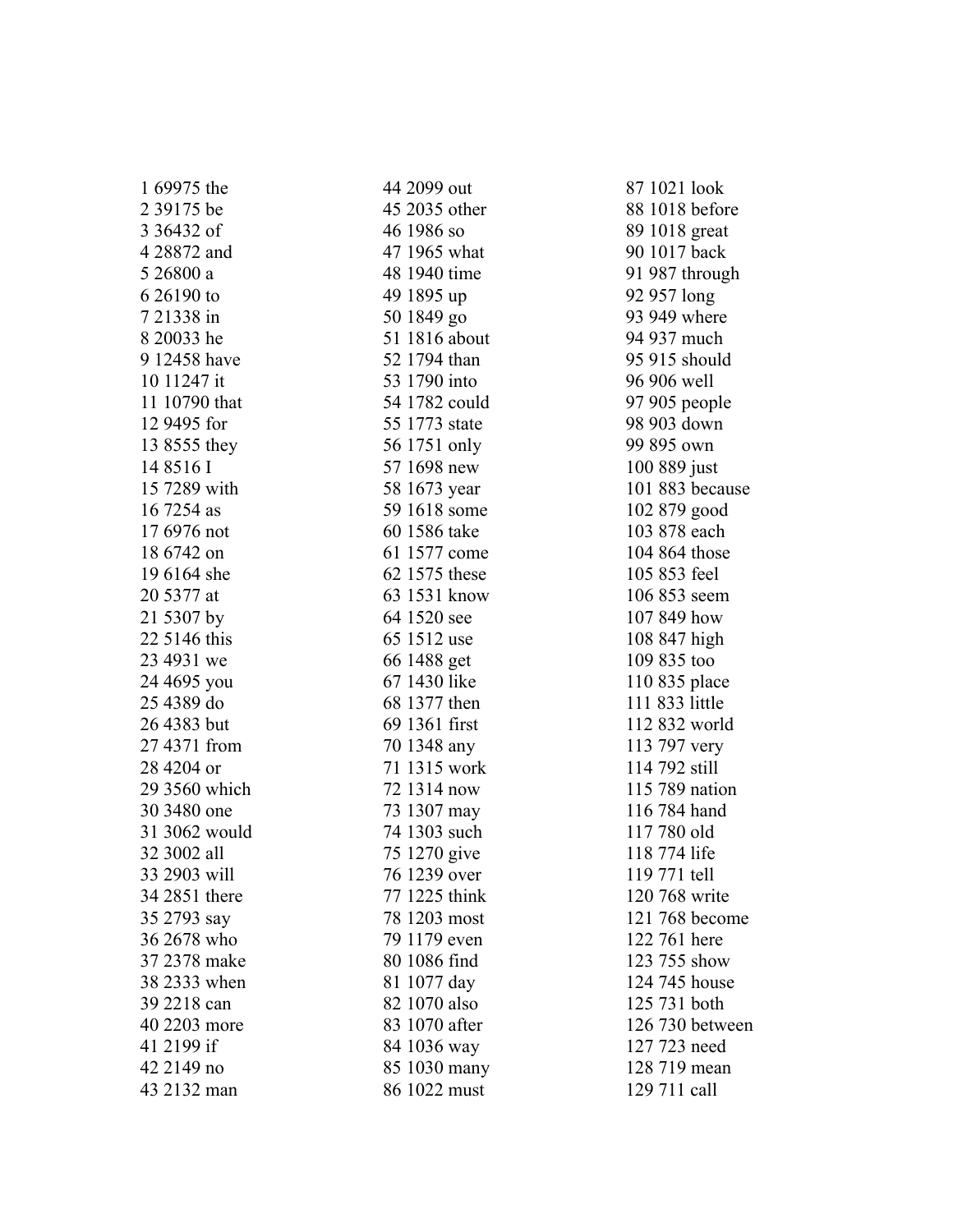1 69975 the
2 39175 be
3 36432 of
4 28872 and
5 26800 a
6 26190 to
7 21338 in
8 20033 he
9 12458 have
10 11247 it
11 10790 that
12 9495 for
13 8555 they
14 8516 I
15 7289 with
16 7254 as
17 6976 not
18 6742 on
19 6164 she
20 5377 at
21 5307 by
22 5146 this
23 4931 we
24 4695 you
25 4389 do
26 4383 but
27 4371 from
28 4204 or
29 3560 which
30 3480 one
31 3062 would
32 3002 all
33 2903 will
34 2851 there
35 2793 say
36 2678 who
37 2378 make
38 2333 when
39 2218 can
40 2203 more
41 2199 if
42 2149 no
43 2132 man
44 2099 out
45 2035 other
46 1986 so
47 1965 what
48 1940 time
49 1895 up
50 1849 go
51 1816 about
52 1794 than
53 1790 into
54 1782 could
55 1773 state
56 1751 only
57 1698 new
58 1673 year
59 1618 some
60 1586 take
61 1577 come
62 1575 these
63 1531 know
64 1520 see
65 1512 use
66 1488 get
67 1430 like
68 1377 then
69 1361 first
70 1348 any
71 1315 work
72 1314 now
73 1307 may
74 1303 such
75 1270 give
76 1239 over
77 1225 think
78 1203 most
79 1179 even
80 1086 find
81 1077 day
82 1070 also
83 1070 after
84 1036 way
85 1030 many
86 1022 must
87 1021 look
88 1018 before
89 1018 great
90 1017 back
91 987 through
92 957 long
93 949 where
94 937 much
95 915 should
96 906 well
97 905 people
98 903 down
99 895 own
100 889 just
101 883 because
102 879 good
103 878 each
104 864 those
105 853 feel
106 853 seem
107 849 how
108 847 high
109 835 too
110 835 place
111 833 little
112 832 world
113 797 very
114 792 still
115 789 nation
116 784 hand
117 780 old
118 774 life
119 771 tell
120 768 write
121 768 become
122 761 here
123 755 show
124 745 house
125 731 both
126 730 between
127 723 need
128 719 mean
129 711 call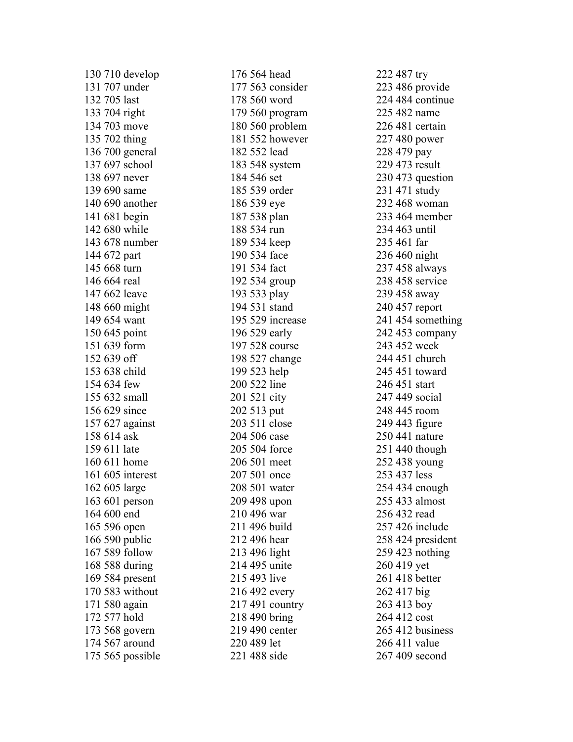130 710 develop
131 707 under
132 705 last
133 704 right
134 703 move
135 702 thing
136 700 general
137 697 school
138 697 never
139 690 same
140 690 another
141 681 begin
142 680 while
143 678 number
144 672 part
145 668 turn
146 664 real
147 662 leave
148 660 might
149 654 want
150 645 point
151 639 form
152 639 off
153 638 child
154 634 few
155 632 small
156 629 since
157 627 against
158 614 ask
159 611 late
160 611 home
161 605 interest
162 605 large
163 601 person
164 600 end
165 596 open
166 590 public
167 589 follow
168 588 during
169 584 present
170 583 without
171 580 again
172 577 hold
173 568 govern
174 567 around
175 565 possible
176 564 head
177 563 consider
178 560 word
179 560 program
180 560 problem
181 552 however
182 552 lead
183 548 system
184 546 set
185 539 order
186 539 eye
187 538 plan
188 534 run
189 534 keep
190 534 face
191 534 fact
192 534 group
193 533 play
194 531 stand
195 529 increase
196 529 early
197 528 course
198 527 change
199 523 help
200 522 line
201 521 city
202 513 put
203 511 close
204 506 case
205 504 force
206 501 meet
207 501 once
208 501 water
209 498 upon
210 496 war
211 496 build
212 496 hear
213 496 light
214 495 unite
215 493 live
216 492 every
217 491 country
218 490 bring
219 490 center
220 489 let
221 488 side
222 487 try
223 486 provide
224 484 continue
225 482 name
226 481 certain
227 480 power
228 479 pay
229 473 result
230 473 question
231 471 study
232 468 woman
233 464 member
234 463 until
235 461 far
236 460 night
237 458 always
238 458 service
239 458 away
240 457 report
241 454 something
242 453 company
243 452 week
244 451 church
245 451 toward
246 451 start
247 449 social
248 445 room
249 443 figure
250 441 nature
251 440 though
252 438 young
253 437 less
254 434 enough
255 433 almost
256 432 read
257 426 include
258 424 president
259 423 nothing
260 419 yet
261 418 better
262 417 big
263 413 boy
264 412 cost
265 412 business
266 411 value
267 409 second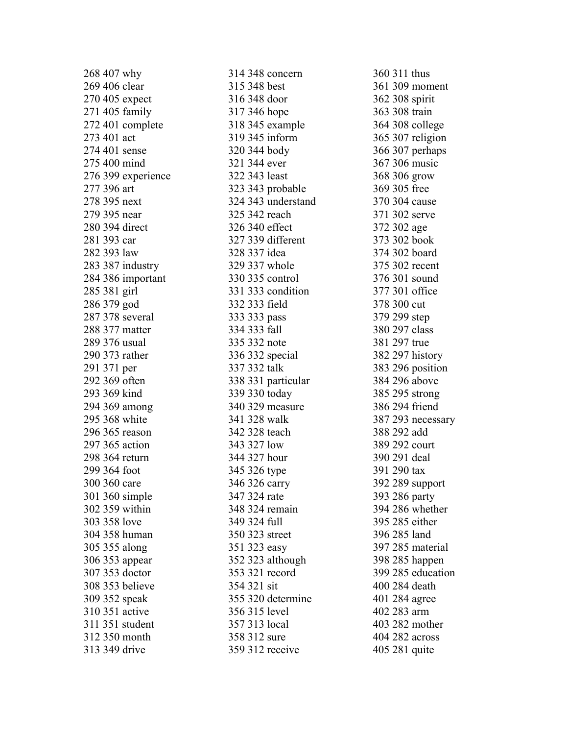268 407 why
269 406 clear
270 405 expect
271 405 family
272 401 complete
273 401 act
274 401 sense
275 400 mind
276 399 experience
277 396 art
278 395 next
279 395 near
280 394 direct
281 393 car
282 393 law
283 387 industry
284 386 important
285 381 girl
286 379 god
287 378 several
288 377 matter
289 376 usual
290 373 rather
291 371 per
292 369 often
293 369 kind
294 369 among
295 368 white
296 365 reason
297 365 action
298 364 return
299 364 foot
300 360 care
301 360 simple
302 359 within
303 358 love
304 358 human
305 355 along
306 353 appear
307 353 doctor
308 353 believe
309 352 speak
310 351 active
311 351 student
312 350 month
313 349 drive
314 348 concern
315 348 best
316 348 door
317 346 hope
318 345 example
319 345 inform
320 344 body
321 344 ever
322 343 least
323 343 probable
324 343 understand
325 342 reach
326 340 effect
327 339 different
328 337 idea
329 337 whole
330 335 control
331 333 condition
332 333 field
333 333 pass
334 333 fall
335 332 note
336 332 special
337 332 talk
338 331 particular
339 330 today
340 329 measure
341 328 walk
342 328 teach
343 327 low
344 327 hour
345 326 type
346 326 carry
347 324 rate
348 324 remain
349 324 full
350 323 street
351 323 easy
352 323 although
353 321 record
354 321 sit
355 320 determine
356 315 level
357 313 local
358 312 sure
359 312 receive
360 311 thus
361 309 moment
362 308 spirit
363 308 train
364 308 college
365 307 religion
366 307 perhaps
367 306 music
368 306 grow
369 305 free
370 304 cause
371 302 serve
372 302 age
373 302 book
374 302 board
375 302 recent
376 301 sound
377 301 office
378 300 cut
379 299 step
380 297 class
381 297 true
382 297 history
383 296 position
384 296 above
385 295 strong
386 294 friend
387 293 necessary
388 292 add
389 292 court
390 291 deal
391 290 tax
392 289 support
393 286 party
394 286 whether
395 285 either
396 285 land
397 285 material
398 285 happen
399 285 education
400 284 death
401 284 agree
402 283 arm
403 282 mother
404 282 across
405 281 quite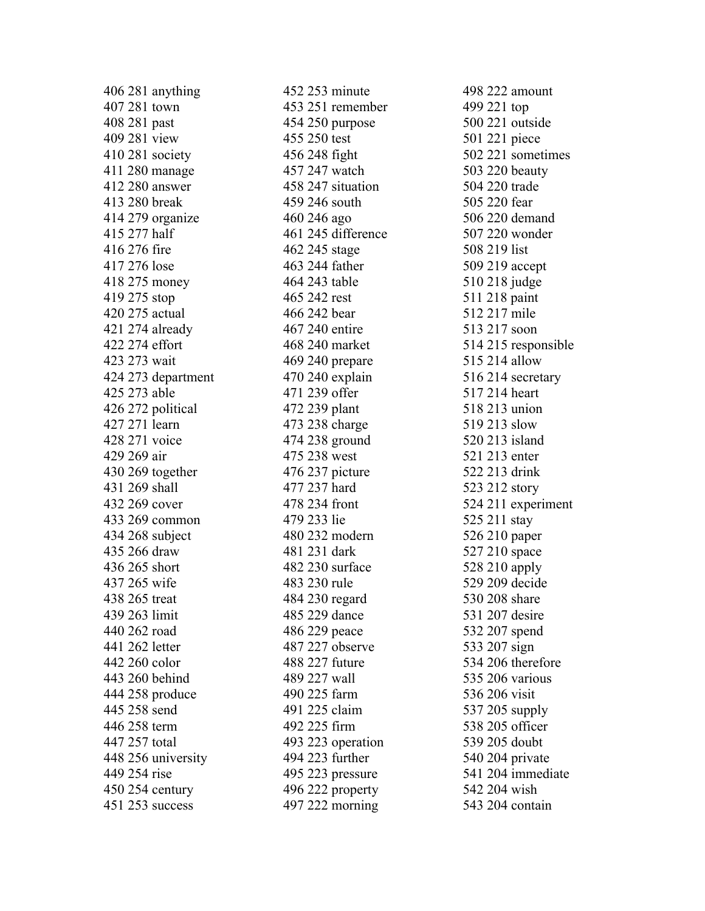406 281 anything
407 281 town
408 281 past
409 281 view
410 281 society
411 280 manage
412 280 answer
413 280 break
414 279 organize
415 277 half
416 276 fire
417 276 lose
418 275 money
419 275 stop
420 275 actual
421 274 already
422 274 effort
423 273 wait
424 273 department
425 273 able
426 272 political
427 271 learn
428 271 voice
429 269 air
430 269 together
431 269 shall
432 269 cover
433 269 common
434 268 subject
435 266 draw
436 265 short
437 265 wife
438 265 treat
439 263 limit
440 262 road
441 262 letter
442 260 color
443 260 behind
444 258 produce
445 258 send
446 258 term
447 257 total
448 256 university
449 254 rise
450 254 century
451 253 success
452 253 minute
453 251 remember
454 250 purpose
455 250 test
456 248 fight
457 247 watch
458 247 situation
459 246 south
460 246 ago
461 245 difference
462 245 stage
463 244 father
464 243 table
465 242 rest
466 242 bear
467 240 entire
468 240 market
469 240 prepare
470 240 explain
471 239 offer
472 239 plant
473 238 charge
474 238 ground
475 238 west
476 237 picture
477 237 hard
478 234 front
479 233 lie
480 232 modern
481 231 dark
482 230 surface
483 230 rule
484 230 regard
485 229 dance
486 229 peace
487 227 observe
488 227 future
489 227 wall
490 225 farm
491 225 claim
492 225 firm
493 223 operation
494 223 further
495 223 pressure
496 222 property
497 222 morning
498 222 amount
499 221 top
500 221 outside
501 221 piece
502 221 sometimes
503 220 beauty
504 220 trade
505 220 fear
506 220 demand
507 220 wonder
508 219 list
509 219 accept
510 218 judge
511 218 paint
512 217 mile
513 217 soon
514 215 responsible
515 214 allow
516 214 secretary
517 214 heart
518 213 union
519 213 slow
520 213 island
521 213 enter
522 213 drink
523 212 story
524 211 experiment
525 211 stay
526 210 paper
527 210 space
528 210 apply
529 209 decide
530 208 share
531 207 desire
532 207 spend
533 207 sign
534 206 therefore
535 206 various
536 206 visit
537 205 supply
538 205 officer
539 205 doubt
540 204 private
541 204 immediate
542 204 wish
543 204 contain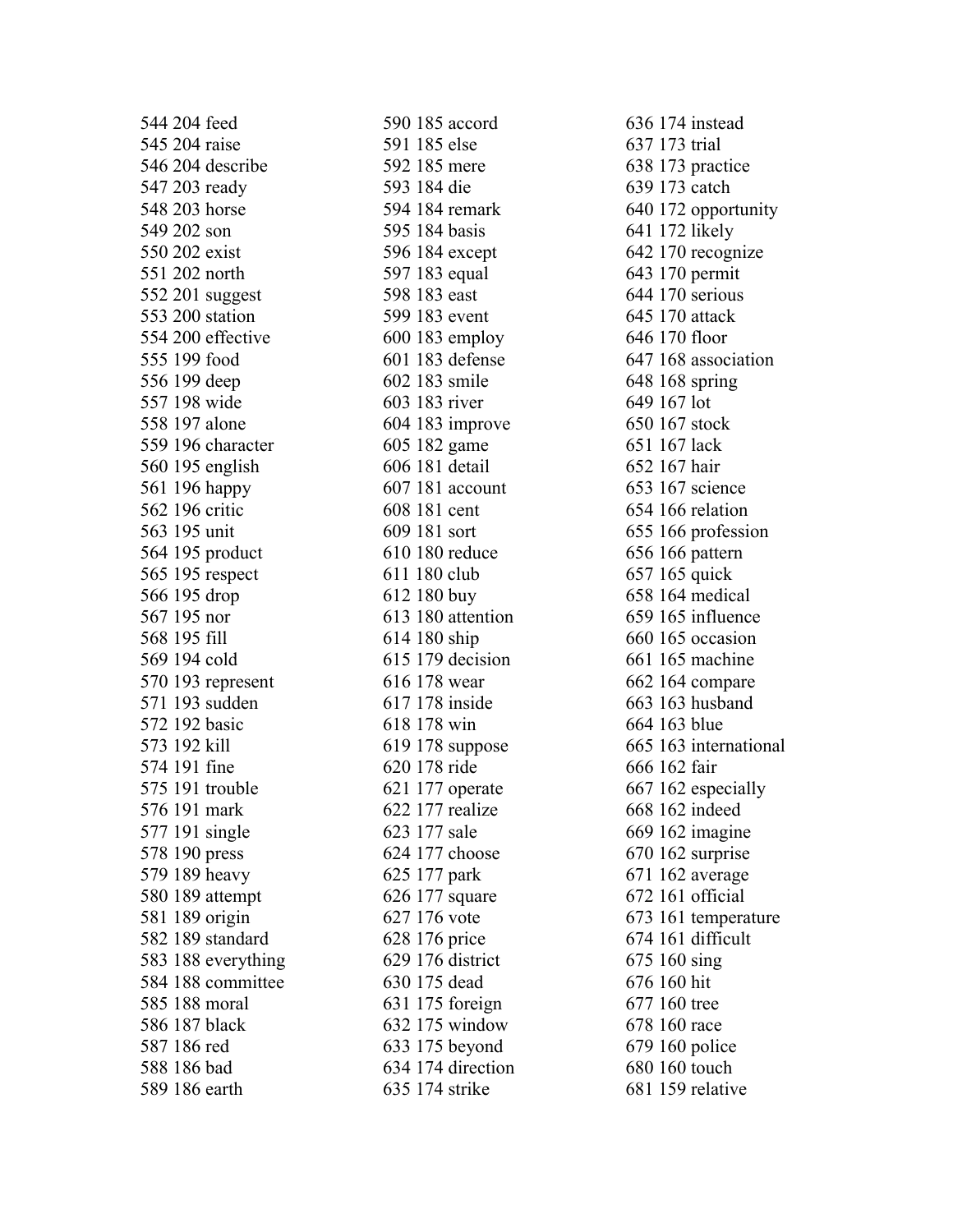544 204 feed
545 204 raise
546 204 describe
547 203 ready
548 203 horse
549 202 son
550 202 exist
551 202 north
552 201 suggest
553 200 station
554 200 effective
555 199 food
556 199 deep
557 198 wide
558 197 alone
559 196 character
560 195 english
561 196 happy
562 196 critic
563 195 unit
564 195 product
565 195 respect
566 195 drop
567 195 nor
568 195 fill
569 194 cold
570 193 represent
571 193 sudden
572 192 basic
573 192 kill
574 191 fine
575 191 trouble
576 191 mark
577 191 single
578 190 press
579 189 heavy
580 189 attempt
581 189 origin
582 189 standard
583 188 everything
584 188 committee
585 188 moral
586 187 black
587 186 red
588 186 bad
589 186 earth
590 185 accord
591 185 else
592 185 mere
593 184 die
594 184 remark
595 184 basis
596 184 except
597 183 equal
598 183 east
599 183 event
600 183 employ
601 183 defense
602 183 smile
603 183 river
604 183 improve
605 182 game
606 181 detail
607 181 account
608 181 cent
609 181 sort
610 180 reduce
611 180 club
612 180 buy
613 180 attention
614 180 ship
615 179 decision
616 178 wear
617 178 inside
618 178 win
619 178 suppose
620 178 ride
621 177 operate
622 177 realize
623 177 sale
624 177 choose
625 177 park
626 177 square
627 176 vote
628 176 price
629 176 district
630 175 dead
631 175 foreign
632 175 window
633 175 beyond
634 174 direction
635 174 strike
636 174 instead
637 173 trial
638 173 practice
639 173 catch
640 172 opportunity
641 172 likely
642 170 recognize
643 170 permit
644 170 serious
645 170 attack
646 170 floor
647 168 association
648 168 spring
649 167 lot
650 167 stock
651 167 lack
652 167 hair
653 167 science
654 166 relation
655 166 profession
656 166 pattern
657 165 quick
658 164 medical
659 165 influence
660 165 occasion
661 165 machine
662 164 compare
663 163 husband
664 163 blue
665 163 international
666 162 fair
667 162 especially
668 162 indeed
669 162 imagine
670 162 surprise
671 162 average
672 161 official
673 161 temperature
674 161 difficult
675 160 sing
676 160 hit
677 160 tree
678 160 race
679 160 police
680 160 touch
681 159 relative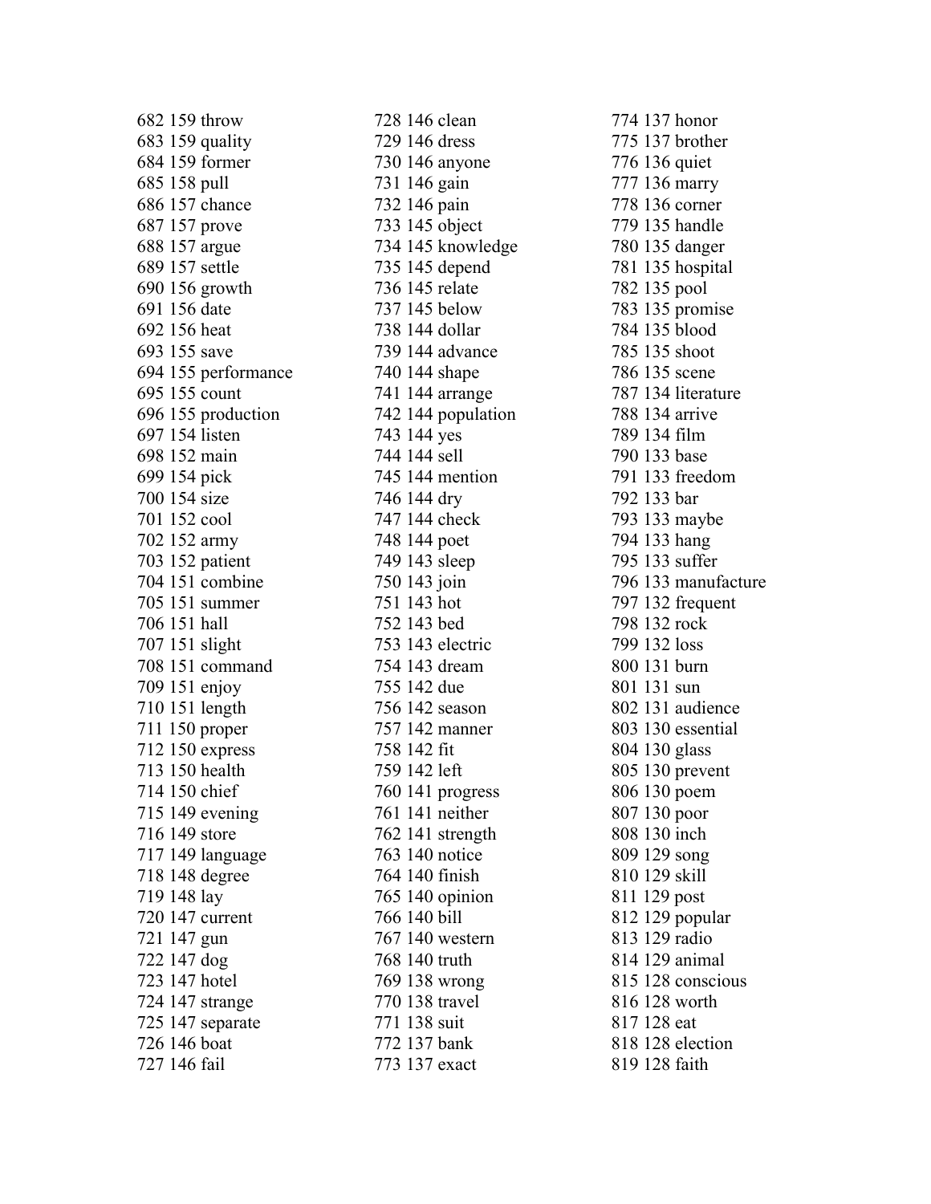682 159 throw
683 159 quality
684 159 former
685 158 pull
686 157 chance
687 157 prove
688 157 argue
689 157 settle
690 156 growth
691 156 date
692 156 heat
693 155 save
694 155 performance
695 155 count
696 155 production
697 154 listen
698 152 main
699 154 pick
700 154 size
701 152 cool
702 152 army
703 152 patient
704 151 combine
705 151 summer
706 151 hall
707 151 slight
708 151 command
709 151 enjoy
710 151 length
711 150 proper
712 150 express
713 150 health
714 150 chief
715 149 evening
716 149 store
717 149 language
718 148 degree
719 148 lay
720 147 current
721 147 gun
722 147 dog
723 147 hotel
724 147 strange
725 147 separate
726 146 boat
727 146 fail
728 146 clean
729 146 dress
730 146 anyone
731 146 gain
732 146 pain
733 145 object
734 145 knowledge
735 145 depend
736 145 relate
737 145 below
738 144 dollar
739 144 advance
740 144 shape
741 144 arrange
742 144 population
743 144 yes
744 144 sell
745 144 mention
746 144 dry
747 144 check
748 144 poet
749 143 sleep
750 143 join
751 143 hot
752 143 bed
753 143 electric
754 143 dream
755 142 due
756 142 season
757 142 manner
758 142 fit
759 142 left
760 141 progress
761 141 neither
762 141 strength
763 140 notice
764 140 finish
765 140 opinion
766 140 bill
767 140 western
768 140 truth
769 138 wrong
770 138 travel
771 138 suit
772 137 bank
773 137 exact
774 137 honor
775 137 brother
776 136 quiet
777 136 marry
778 136 corner
779 135 handle
780 135 danger
781 135 hospital
782 135 pool
783 135 promise
784 135 blood
785 135 shoot
786 135 scene
787 134 literature
788 134 arrive
789 134 film
790 133 base
791 133 freedom
792 133 bar
793 133 maybe
794 133 hang
795 133 suffer
796 133 manufacture
797 132 frequent
798 132 rock
799 132 loss
800 131 burn
801 131 sun
802 131 audience
803 130 essential
804 130 glass
805 130 prevent
806 130 poem
807 130 poor
808 130 inch
809 129 song
810 129 skill
811 129 post
812 129 popular
813 129 radio
814 129 animal
815 128 conscious
816 128 worth
817 128 eat
818 128 election
819 128 faith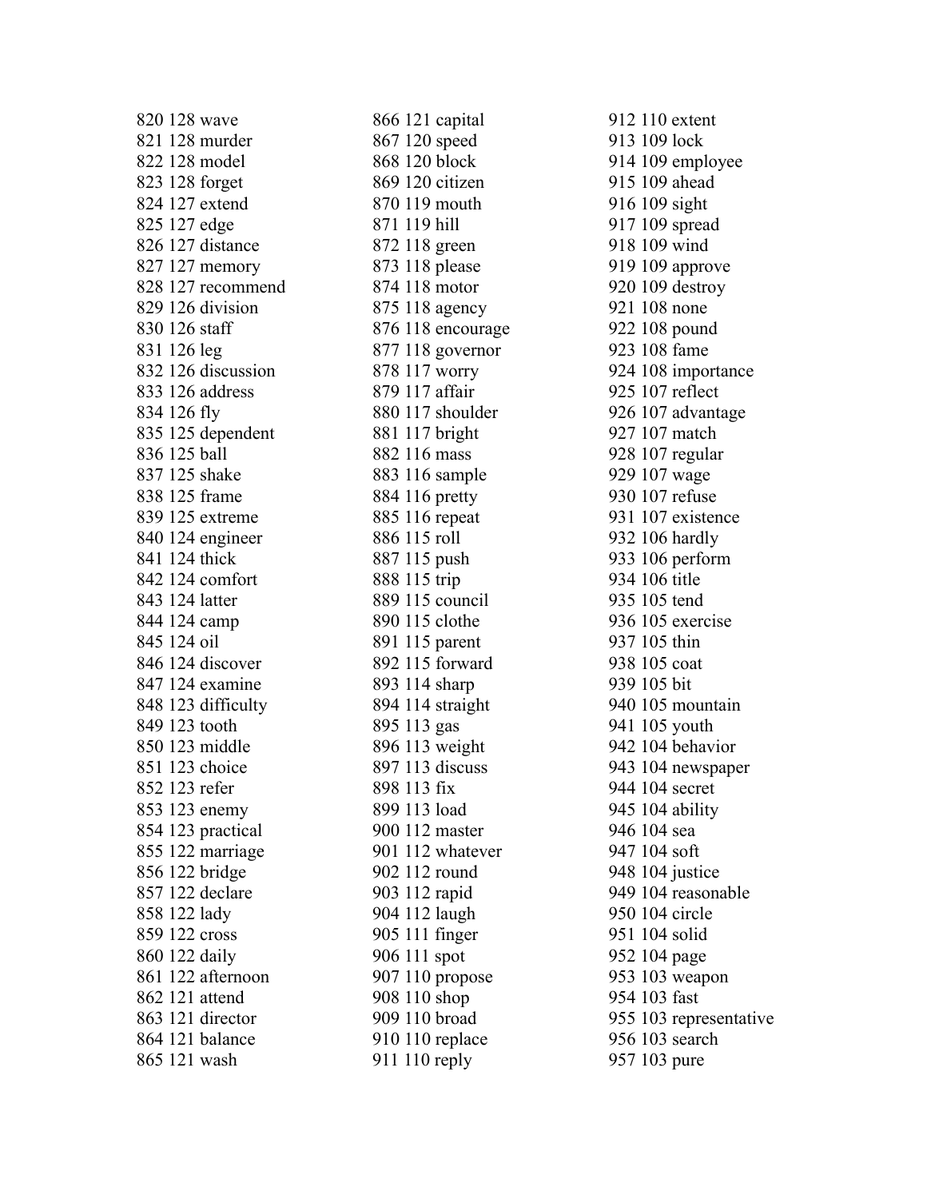820 128 wave
821 128 murder
822 128 model
823 128 forget
824 127 extend
825 127 edge
826 127 distance
827 127 memory
828 127 recommend
829 126 division
830 126 staff
831 126 leg
832 126 discussion
833 126 address
834 126 fly
835 125 dependent
836 125 ball
837 125 shake
838 125 frame
839 125 extreme
840 124 engineer
841 124 thick
842 124 comfort
843 124 latter
844 124 camp
845 124 oil
846 124 discover
847 124 examine
848 123 difficulty
849 123 tooth
850 123 middle
851 123 choice
852 123 refer
853 123 enemy
854 123 practical
855 122 marriage
856 122 bridge
857 122 declare
858 122 lady
859 122 cross
860 122 daily
861 122 afternoon
862 121 attend
863 121 director
864 121 balance
865 121 wash
866 121 capital
867 120 speed
868 120 block
869 120 citizen
870 119 mouth
871 119 hill
872 118 green
873 118 please
874 118 motor
875 118 agency
876 118 encourage
877 118 governor
878 117 worry
879 117 affair
880 117 shoulder
881 117 bright
882 116 mass
883 116 sample
884 116 pretty
885 116 repeat
886 115 roll
887 115 push
888 115 trip
889 115 council
890 115 clothe
891 115 parent
892 115 forward
893 114 sharp
894 114 straight
895 113 gas
896 113 weight
897 113 discuss
898 113 fix
899 113 load
900 112 master
901 112 whatever
902 112 round
903 112 rapid
904 112 laugh
905 111 finger
906 111 spot
907 110 propose
908 110 shop
909 110 broad
910 110 replace
911 110 reply
912 110 extent
913 109 lock
914 109 employee
915 109 ahead
916 109 sight
917 109 spread
918 109 wind
919 109 approve
920 109 destroy
921 108 none
922 108 pound
923 108 fame
924 108 importance
925 107 reflect
926 107 advantage
927 107 match
928 107 regular
929 107 wage
930 107 refuse
931 107 existence
932 106 hardly
933 106 perform
934 106 title
935 105 tend
936 105 exercise
937 105 thin
938 105 coat
939 105 bit
940 105 mountain
941 105 youth
942 104 behavior
943 104 newspaper
944 104 secret
945 104 ability
946 104 sea
947 104 soft
948 104 justice
949 104 reasonable
950 104 circle
951 104 solid
952 104 page
953 103 weapon
954 103 fast
955 103 representative
956 103 search
957 103 pure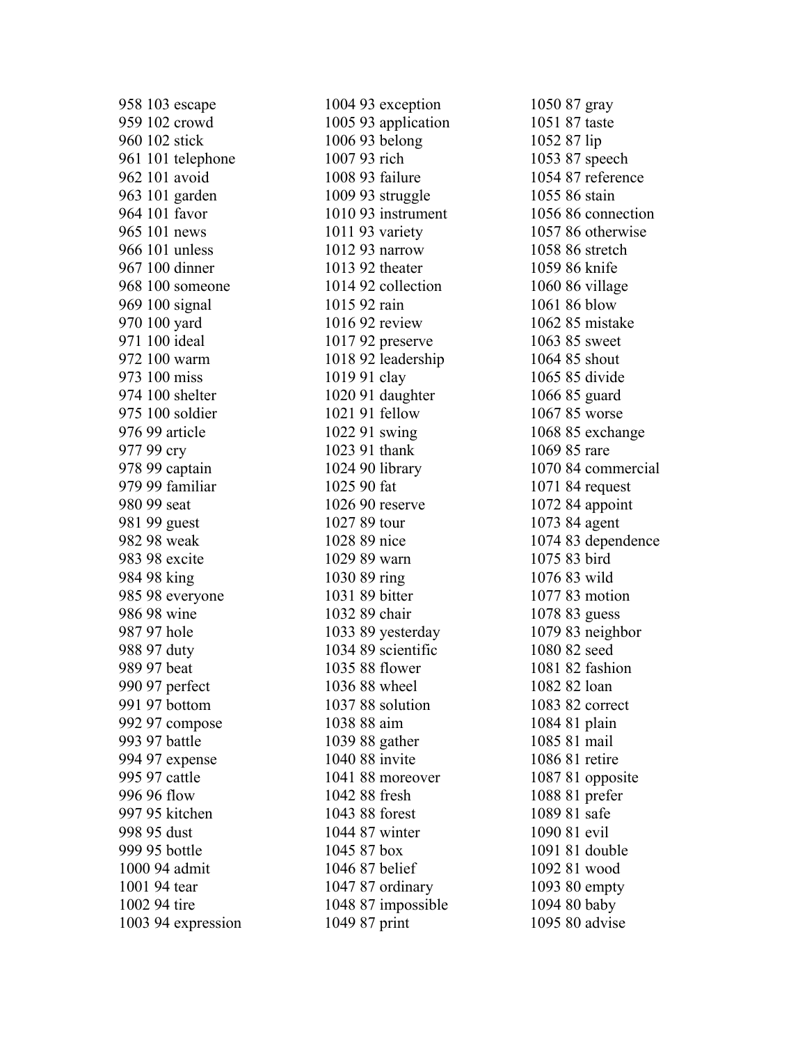958 103 escape
959 102 crowd
960 102 stick
961 101 telephone
962 101 avoid
963 101 garden
964 101 favor
965 101 news
966 101 unless
967 100 dinner
968 100 someone
969 100 signal
970 100 yard
971 100 ideal
972 100 warm
973 100 miss
974 100 shelter
975 100 soldier
976 99 article
977 99 cry
978 99 captain
979 99 familiar
980 99 seat
981 99 guest
982 98 weak
983 98 excite
984 98 king
985 98 everyone
986 98 wine
987 97 hole
988 97 duty
989 97 beat
990 97 perfect
991 97 bottom
992 97 compose
993 97 battle
994 97 expense
995 97 cattle
996 96 flow
997 95 kitchen
998 95 dust
999 95 bottle
1000 94 admit
1001 94 tear
1002 94 tire
1003 94 expression
1004 93 exception
1005 93 application
1006 93 belong
1007 93 rich
1008 93 failure
1009 93 struggle
1010 93 instrument
1011 93 variety
1012 93 narrow
1013 92 theater
1014 92 collection
1015 92 rain
1016 92 review
1017 92 preserve
1018 92 leadership
1019 91 clay
1020 91 daughter
1021 91 fellow
1022 91 swing
1023 91 thank
1024 90 library
1025 90 fat
1026 90 reserve
1027 89 tour
1028 89 nice
1029 89 warn
1030 89 ring
1031 89 bitter
1032 89 chair
1033 89 yesterday
1034 89 scientific
1035 88 flower
1036 88 wheel
1037 88 solution
1038 88 aim
1039 88 gather
1040 88 invite
1041 88 moreover
1042 88 fresh
1043 88 forest
1044 87 winter
1045 87 box
1046 87 belief
1047 87 ordinary
1048 87 impossible
1049 87 print
1050 87 gray
1051 87 taste
1052 87 lip
1053 87 speech
1054 87 reference
1055 86 stain
1056 86 connection
1057 86 otherwise
1058 86 stretch
1059 86 knife
1060 86 village
1061 86 blow
1062 85 mistake
1063 85 sweet
1064 85 shout
1065 85 divide
1066 85 guard
1067 85 worse
1068 85 exchange
1069 85 rare
1070 84 commercial
1071 84 request
1072 84 appoint
1073 84 agent
1074 83 dependence
1075 83 bird
1076 83 wild
1077 83 motion
1078 83 guess
1079 83 neighbor
1080 82 seed
1081 82 fashion
1082 82 loan
1083 82 correct
1084 81 plain
1085 81 mail
1086 81 retire
1087 81 opposite
1088 81 prefer
1089 81 safe
1090 81 evil
1091 81 double
1092 81 wood
1093 80 empty
1094 80 baby
1095 80 advise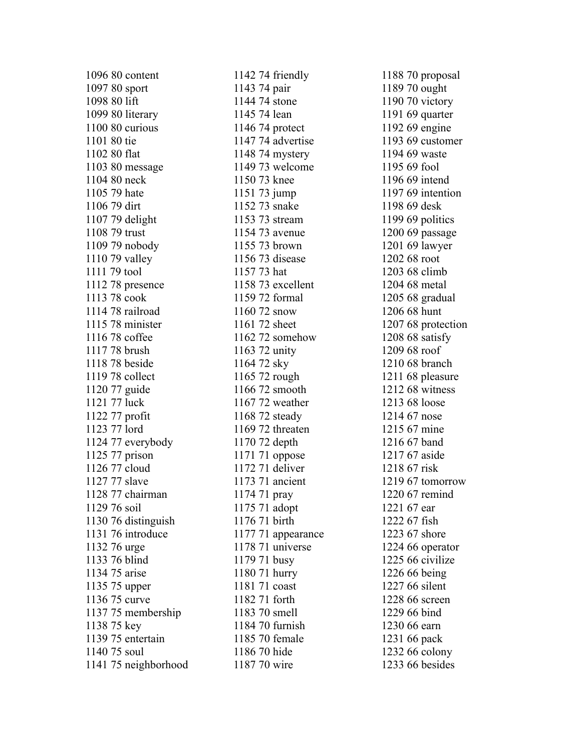1096 80 content
1097 80 sport
1098 80 lift
1099 80 literary
1100 80 curious
1101 80 tie
1102 80 flat
1103 80 message
1104 80 neck
1105 79 hate
1106 79 dirt
1107 79 delight
1108 79 trust
1109 79 nobody
1110 79 valley
1111 79 tool
1112 78 presence
1113 78 cook
1114 78 railroad
1115 78 minister
1116 78 coffee
1117 78 brush
1118 78 beside
1119 78 collect
1120 77 guide
1121 77 luck
1122 77 profit
1123 77 lord
1124 77 everybody
1125 77 prison
1126 77 cloud
1127 77 slave
1128 77 chairman
1129 76 soil
1130 76 distinguish
1131 76 introduce
1132 76 urge
1133 76 blind
1134 75 arise
1135 75 upper
1136 75 curve
1137 75 membership
1138 75 key
1139 75 entertain
1140 75 soul
1141 75 neighborhood
1142 74 friendly
1143 74 pair
1144 74 stone
1145 74 lean
1146 74 protect
1147 74 advertise
1148 74 mystery
1149 73 welcome
1150 73 knee
1151 73 jump
1152 73 snake
1153 73 stream
1154 73 avenue
1155 73 brown
1156 73 disease
1157 73 hat
1158 73 excellent
1159 72 formal
1160 72 snow
1161 72 sheet
1162 72 somehow
1163 72 unity
1164 72 sky
1165 72 rough
1166 72 smooth
1167 72 weather
1168 72 steady
1169 72 threaten
1170 72 depth
1171 71 oppose
1172 71 deliver
1173 71 ancient
1174 71 pray
1175 71 adopt
1176 71 birth
1177 71 appearance
1178 71 universe
1179 71 busy
1180 71 hurry
1181 71 coast
1182 71 forth
1183 70 smell
1184 70 furnish
1185 70 female
1186 70 hide
1187 70 wire
1188 70 proposal
1189 70 ought
1190 70 victory
1191 69 quarter
1192 69 engine
1193 69 customer
1194 69 waste
1195 69 fool
1196 69 intend
1197 69 intention
1198 69 desk
1199 69 politics
1200 69 passage
1201 69 lawyer
1202 68 root
1203 68 climb
1204 68 metal
1205 68 gradual
1206 68 hunt
1207 68 protection
1208 68 satisfy
1209 68 roof
1210 68 branch
1211 68 pleasure
1212 68 witness
1213 68 loose
1214 67 nose
1215 67 mine
1216 67 band
1217 67 aside
1218 67 risk
1219 67 tomorrow
1220 67 remind
1221 67 ear
1222 67 fish
1223 67 shore
1224 66 operator
1225 66 civilize
1226 66 being
1227 66 silent
1228 66 screen
1229 66 bind
1230 66 earn
1231 66 pack
1232 66 colony
1233 66 besides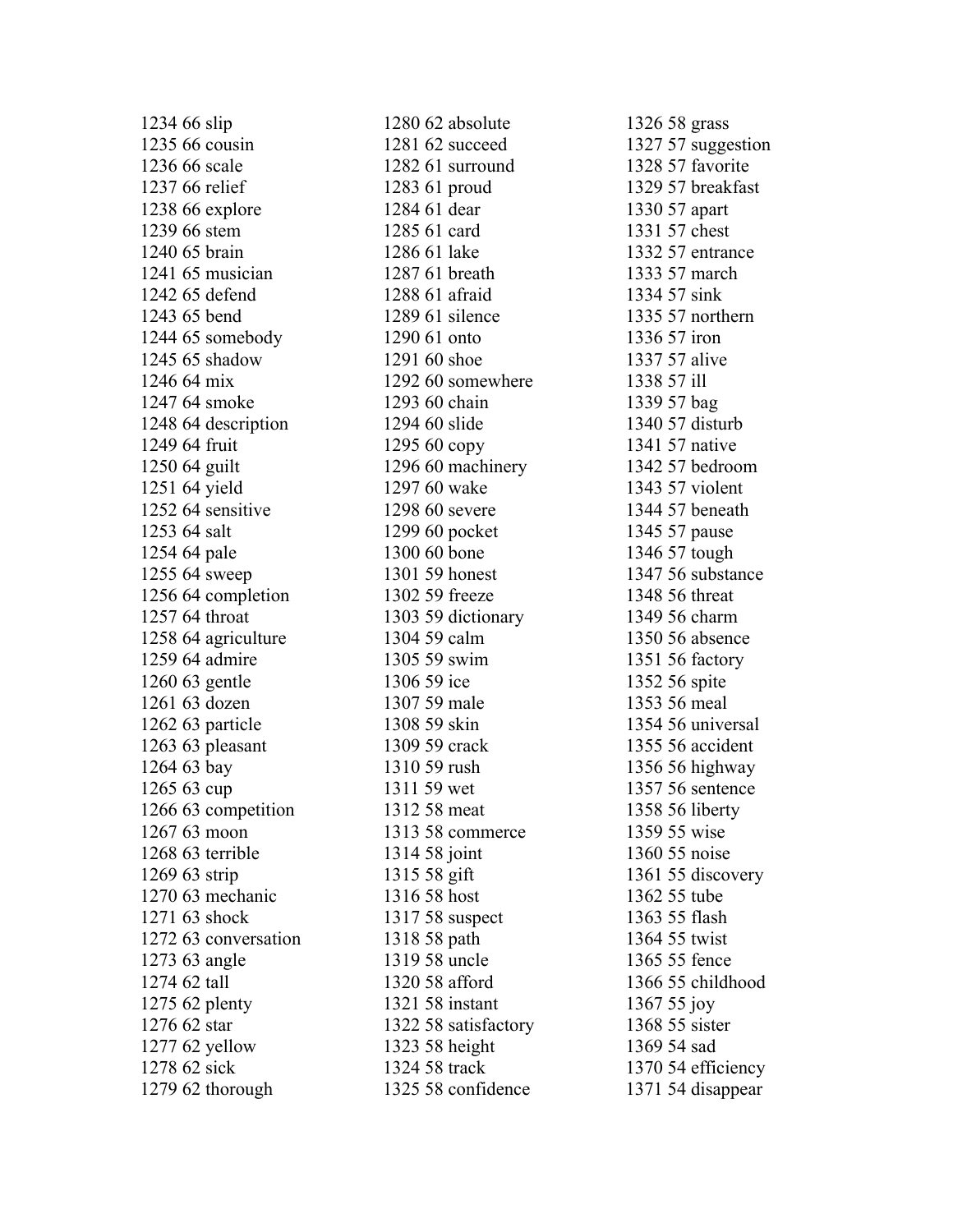1234 66 slip
1235 66 cousin
1236 66 scale
1237 66 relief
1238 66 explore
1239 66 stem
1240 65 brain
1241 65 musician
1242 65 defend
1243 65 bend
1244 65 somebody
1245 65 shadow
1246 64 mix
1247 64 smoke
1248 64 description
1249 64 fruit
1250 64 guilt
1251 64 yield
1252 64 sensitive
1253 64 salt
1254 64 pale
1255 64 sweep
1256 64 completion
1257 64 throat
1258 64 agriculture
1259 64 admire
1260 63 gentle
1261 63 dozen
1262 63 particle
1263 63 pleasant
1264 63 bay
1265 63 cup
1266 63 competition
1267 63 moon
1268 63 terrible
1269 63 strip
1270 63 mechanic
1271 63 shock
1272 63 conversation
1273 63 angle
1274 62 tall
1275 62 plenty
1276 62 star
1277 62 yellow
1278 62 sick
1279 62 thorough
1280 62 absolute
1281 62 succeed
1282 61 surround
1283 61 proud
1284 61 dear
1285 61 card
1286 61 lake
1287 61 breath
1288 61 afraid
1289 61 silence
1290 61 onto
1291 60 shoe
1292 60 somewhere
1293 60 chain
1294 60 slide
1295 60 copy
1296 60 machinery
1297 60 wake
1298 60 severe
1299 60 pocket
1300 60 bone
1301 59 honest
1302 59 freeze
1303 59 dictionary
1304 59 calm
1305 59 swim
1306 59 ice
1307 59 male
1308 59 skin
1309 59 crack
1310 59 rush
1311 59 wet
1312 58 meat
1313 58 commerce
1314 58 joint
1315 58 gift
1316 58 host
1317 58 suspect
1318 58 path
1319 58 uncle
1320 58 afford
1321 58 instant
1322 58 satisfactory
1323 58 height
1324 58 track
1325 58 confidence
1326 58 grass
1327 57 suggestion
1328 57 favorite
1329 57 breakfast
1330 57 apart
1331 57 chest
1332 57 entrance
1333 57 march
1334 57 sink
1335 57 northern
1336 57 iron
1337 57 alive
1338 57 ill
1339 57 bag
1340 57 disturb
1341 57 native
1342 57 bedroom
1343 57 violent
1344 57 beneath
1345 57 pause
1346 57 tough
1347 56 substance
1348 56 threat
1349 56 charm
1350 56 absence
1351 56 factory
1352 56 spite
1353 56 meal
1354 56 universal
1355 56 accident
1356 56 highway
1357 56 sentence
1358 56 liberty
1359 55 wise
1360 55 noise
1361 55 discovery
1362 55 tube
1363 55 flash
1364 55 twist
1365 55 fence
1366 55 childhood
1367 55 joy
1368 55 sister
1369 54 sad
1370 54 efficiency
1371 54 disappear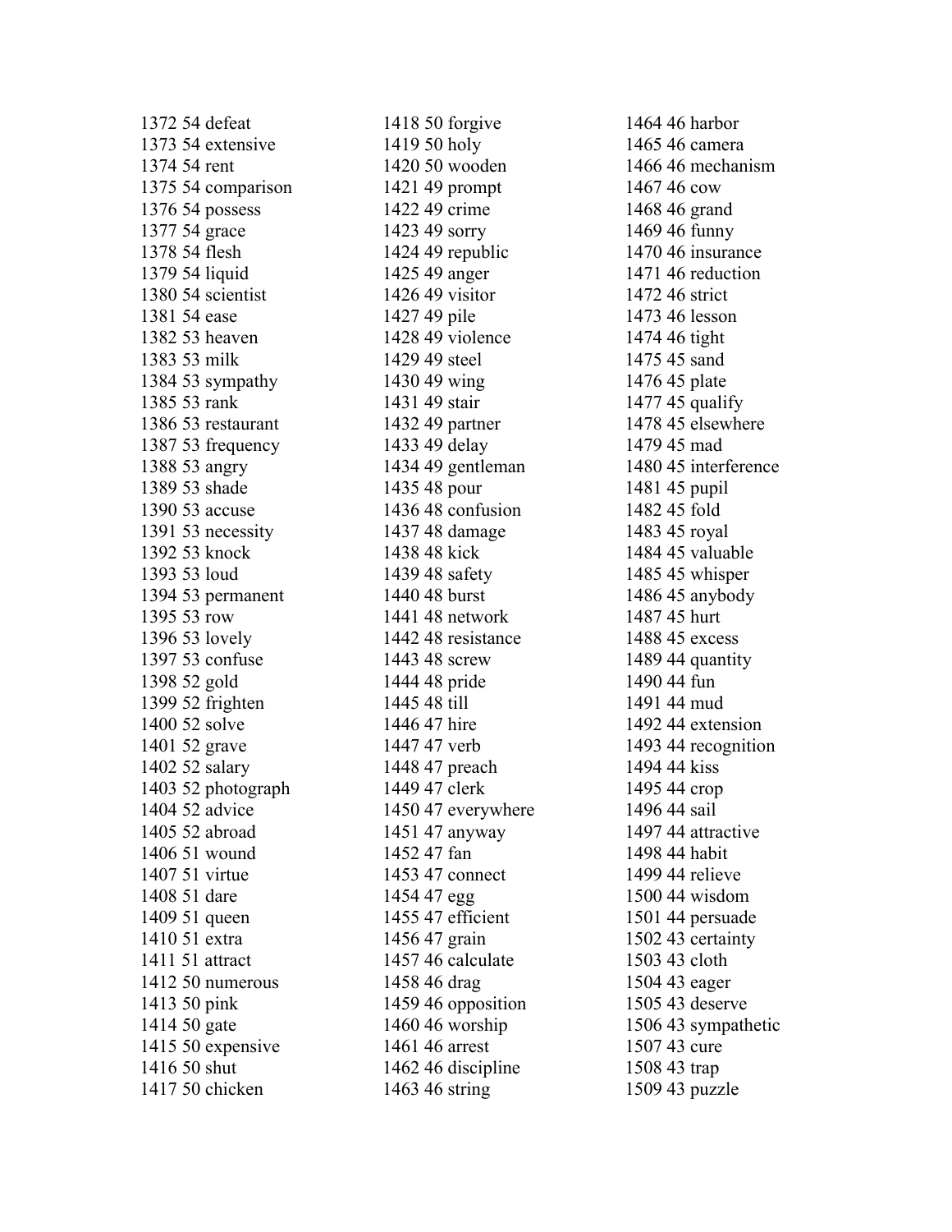1372 54 defeat
1373 54 extensive
1374 54 rent
1375 54 comparison
1376 54 possess
1377 54 grace
1378 54 flesh
1379 54 liquid
1380 54 scientist
1381 54 ease
1382 53 heaven
1383 53 milk
1384 53 sympathy
1385 53 rank
1386 53 restaurant
1387 53 frequency
1388 53 angry
1389 53 shade
1390 53 accuse
1391 53 necessity
1392 53 knock
1393 53 loud
1394 53 permanent
1395 53 row
1396 53 lovely
1397 53 confuse
1398 52 gold
1399 52 frighten
1400 52 solve
1401 52 grave
1402 52 salary
1403 52 photograph
1404 52 advice
1405 52 abroad
1406 51 wound
1407 51 virtue
1408 51 dare
1409 51 queen
1410 51 extra
1411 51 attract
1412 50 numerous
1413 50 pink
1414 50 gate
1415 50 expensive
1416 50 shut
1417 50 chicken
1418 50 forgive
1419 50 holy
1420 50 wooden
1421 49 prompt
1422 49 crime
1423 49 sorry
1424 49 republic
1425 49 anger
1426 49 visitor
1427 49 pile
1428 49 violence
1429 49 steel
1430 49 wing
1431 49 stair
1432 49 partner
1433 49 delay
1434 49 gentleman
1435 48 pour
1436 48 confusion
1437 48 damage
1438 48 kick
1439 48 safety
1440 48 burst
1441 48 network
1442 48 resistance
1443 48 screw
1444 48 pride
1445 48 till
1446 47 hire
1447 47 verb
1448 47 preach
1449 47 clerk
1450 47 everywhere
1451 47 anyway
1452 47 fan
1453 47 connect
1454 47 egg
1455 47 efficient
1456 47 grain
1457 46 calculate
1458 46 drag
1459 46 opposition
1460 46 worship
1461 46 arrest
1462 46 discipline
1463 46 string
1464 46 harbor
1465 46 camera
1466 46 mechanism
1467 46 cow
1468 46 grand
1469 46 funny
1470 46 insurance
1471 46 reduction
1472 46 strict
1473 46 lesson
1474 46 tight
1475 45 sand
1476 45 plate
1477 45 qualify
1478 45 elsewhere
1479 45 mad
1480 45 interference
1481 45 pupil
1482 45 fold
1483 45 royal
1484 45 valuable
1485 45 whisper
1486 45 anybody
1487 45 hurt
1488 45 excess
1489 44 quantity
1490 44 fun
1491 44 mud
1492 44 extension
1493 44 recognition
1494 44 kiss
1495 44 crop
1496 44 sail
1497 44 attractive
1498 44 habit
1499 44 relieve
1500 44 wisdom
1501 44 persuade
1502 43 certainty
1503 43 cloth
1504 43 eager
1505 43 deserve
1506 43 sympathetic
1507 43 cure
1508 43 trap
1509 43 puzzle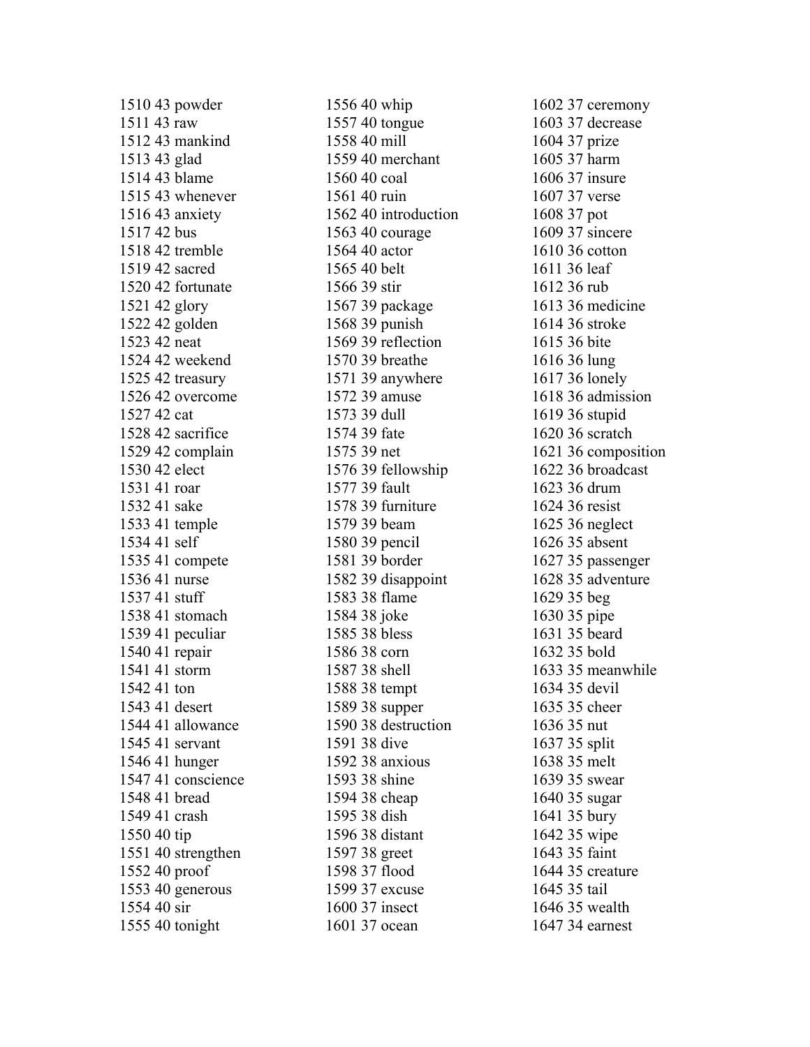1510 43 powder
1511 43 raw
1512 43 mankind
1513 43 glad
1514 43 blame
1515 43 whenever
1516 43 anxiety
1517 42 bus
1518 42 tremble
1519 42 sacred
1520 42 fortunate
1521 42 glory
1522 42 golden
1523 42 neat
1524 42 weekend
1525 42 treasury
1526 42 overcome
1527 42 cat
1528 42 sacrifice
1529 42 complain
1530 42 elect
1531 41 roar
1532 41 sake
1533 41 temple
1534 41 self
1535 41 compete
1536 41 nurse
1537 41 stuff
1538 41 stomach
1539 41 peculiar
1540 41 repair
1541 41 storm
1542 41 ton
1543 41 desert
1544 41 allowance
1545 41 servant
1546 41 hunger
1547 41 conscience
1548 41 bread
1549 41 crash
1550 40 tip
1551 40 strengthen
1552 40 proof
1553 40 generous
1554 40 sir
1555 40 tonight
1556 40 whip
1557 40 tongue
1558 40 mill
1559 40 merchant
1560 40 coal
1561 40 ruin
1562 40 introduction
1563 40 courage
1564 40 actor
1565 40 belt
1566 39 stir
1567 39 package
1568 39 punish
1569 39 reflection
1570 39 breathe
1571 39 anywhere
1572 39 amuse
1573 39 dull
1574 39 fate
1575 39 net
1576 39 fellowship
1577 39 fault
1578 39 furniture
1579 39 beam
1580 39 pencil
1581 39 border
1582 39 disappoint
1583 38 flame
1584 38 joke
1585 38 bless
1586 38 corn
1587 38 shell
1588 38 tempt
1589 38 supper
1590 38 destruction
1591 38 dive
1592 38 anxious
1593 38 shine
1594 38 cheap
1595 38 dish
1596 38 distant
1597 38 greet
1598 37 flood
1599 37 excuse
1600 37 insect
1601 37 ocean
1602 37 ceremony
1603 37 decrease
1604 37 prize
1605 37 harm
1606 37 insure
1607 37 verse
1608 37 pot
1609 37 sincere
1610 36 cotton
1611 36 leaf
1612 36 rub
1613 36 medicine
1614 36 stroke
1615 36 bite
1616 36 lung
1617 36 lonely
1618 36 admission
1619 36 stupid
1620 36 scratch
1621 36 composition
1622 36 broadcast
1623 36 drum
1624 36 resist
1625 36 neglect
1626 35 absent
1627 35 passenger
1628 35 adventure
1629 35 beg
1630 35 pipe
1631 35 beard
1632 35 bold
1633 35 meanwhile
1634 35 devil
1635 35 cheer
1636 35 nut
1637 35 split
1638 35 melt
1639 35 swear
1640 35 sugar
1641 35 bury
1642 35 wipe
1643 35 faint
1644 35 creature
1645 35 tail
1646 35 wealth
1647 34 earnest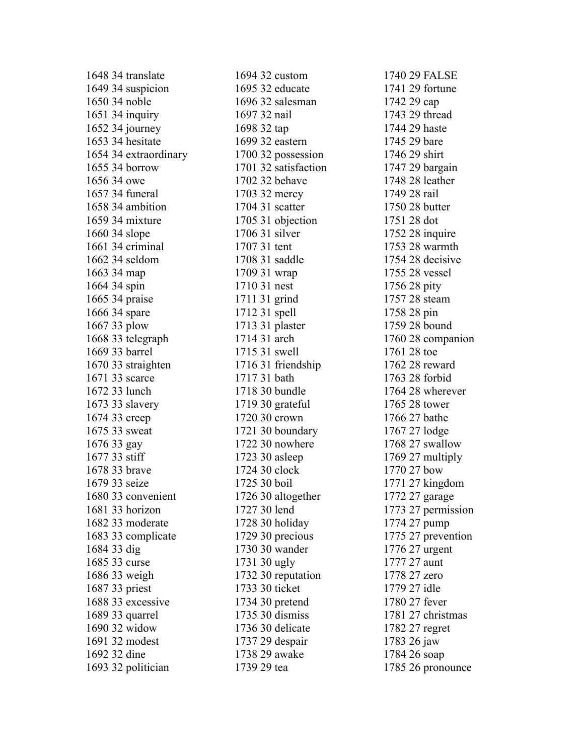1648 34 translate
1649 34 suspicion
1650 34 noble
1651 34 inquiry
1652 34 journey
1653 34 hesitate
1654 34 extraordinary
1655 34 borrow
1656 34 owe
1657 34 funeral
1658 34 ambition
1659 34 mixture
1660 34 slope
1661 34 criminal
1662 34 seldom
1663 34 map
1664 34 spin
1665 34 praise
1666 34 spare
1667 33 plow
1668 33 telegraph
1669 33 barrel
1670 33 straighten
1671 33 scarce
1672 33 lunch
1673 33 slavery
1674 33 creep
1675 33 sweat
1676 33 gay
1677 33 stiff
1678 33 brave
1679 33 seize
1680 33 convenient
1681 33 horizon
1682 33 moderate
1683 33 complicate
1684 33 dig
1685 33 curse
1686 33 weigh
1687 33 priest
1688 33 excessive
1689 33 quarrel
1690 32 widow
1691 32 modest
1692 32 dine
1693 32 politician
1694 32 custom
1695 32 educate
1696 32 salesman
1697 32 nail
1698 32 tap
1699 32 eastern
1700 32 possession
1701 32 satisfaction
1702 32 behave
1703 32 mercy
1704 31 scatter
1705 31 objection
1706 31 silver
1707 31 tent
1708 31 saddle
1709 31 wrap
1710 31 nest
1711 31 grind
1712 31 spell
1713 31 plaster
1714 31 arch
1715 31 swell
1716 31 friendship
1717 31 bath
1718 30 bundle
1719 30 grateful
1720 30 crown
1721 30 boundary
1722 30 nowhere
1723 30 asleep
1724 30 clock
1725 30 boil
1726 30 altogether
1727 30 lend
1728 30 holiday
1729 30 precious
1730 30 wander
1731 30 ugly
1732 30 reputation
1733 30 ticket
1734 30 pretend
1735 30 dismiss
1736 30 delicate
1737 29 despair
1738 29 awake
1739 29 tea
1740 29 FALSE
1741 29 fortune
1742 29 cap
1743 29 thread
1744 29 haste
1745 29 bare
1746 29 shirt
1747 29 bargain
1748 28 leather
1749 28 rail
1750 28 butter
1751 28 dot
1752 28 inquire
1753 28 warmth
1754 28 decisive
1755 28 vessel
1756 28 pity
1757 28 steam
1758 28 pin
1759 28 bound
1760 28 companion
1761 28 toe
1762 28 reward
1763 28 forbid
1764 28 wherever
1765 28 tower
1766 27 bathe
1767 27 lodge
1768 27 swallow
1769 27 multiply
1770 27 bow
1771 27 kingdom
1772 27 garage
1773 27 permission
1774 27 pump
1775 27 prevention
1776 27 urgent
1777 27 aunt
1778 27 zero
1779 27 idle
1780 27 fever
1781 27 christmas
1782 27 regret
1783 26 jaw
1784 26 soap
1785 26 pronounce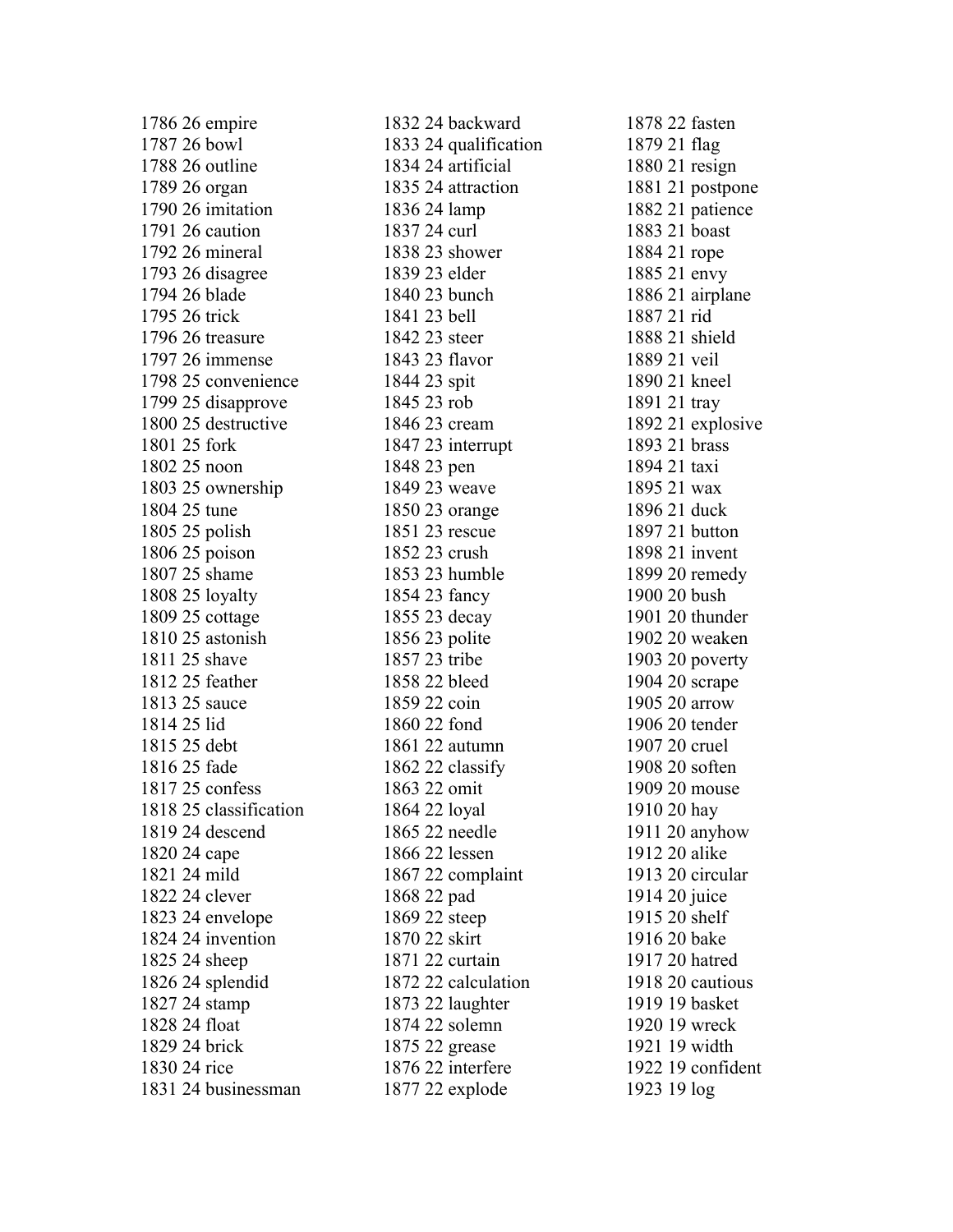1786 26 empire
1787 26 bowl
1788 26 outline
1789 26 organ
1790 26 imitation
1791 26 caution
1792 26 mineral
1793 26 disagree
1794 26 blade
1795 26 trick
1796 26 treasure
1797 26 immense
1798 25 convenience
1799 25 disapprove
1800 25 destructive
1801 25 fork
1802 25 noon
1803 25 ownership
1804 25 tune
1805 25 polish
1806 25 poison
1807 25 shame
1808 25 loyalty
1809 25 cottage
1810 25 astonish
1811 25 shave
1812 25 feather
1813 25 sauce
1814 25 lid
1815 25 debt
1816 25 fade
1817 25 confess
1818 25 classification
1819 24 descend
1820 24 cape
1821 24 mild
1822 24 clever
1823 24 envelope
1824 24 invention
1825 24 sheep
1826 24 splendid
1827 24 stamp
1828 24 float
1829 24 brick
1830 24 rice
1831 24 businessman
1832 24 backward
1833 24 qualification
1834 24 artificial
1835 24 attraction
1836 24 lamp
1837 24 curl
1838 23 shower
1839 23 elder
1840 23 bunch
1841 23 bell
1842 23 steer
1843 23 flavor
1844 23 spit
1845 23 rob
1846 23 cream
1847 23 interrupt
1848 23 pen
1849 23 weave
1850 23 orange
1851 23 rescue
1852 23 crush
1853 23 humble
1854 23 fancy
1855 23 decay
1856 23 polite
1857 23 tribe
1858 22 bleed
1859 22 coin
1860 22 fond
1861 22 autumn
1862 22 classify
1863 22 omit
1864 22 loyal
1865 22 needle
1866 22 lessen
1867 22 complaint
1868 22 pad
1869 22 steep
1870 22 skirt
1871 22 curtain
1872 22 calculation
1873 22 laughter
1874 22 solemn
1875 22 grease
1876 22 interfere
1877 22 explode
1878 22 fasten
1879 21 flag
1880 21 resign
1881 21 postpone
1882 21 patience
1883 21 boast
1884 21 rope
1885 21 envy
1886 21 airplane
1887 21 rid
1888 21 shield
1889 21 veil
1890 21 kneel
1891 21 tray
1892 21 explosive
1893 21 brass
1894 21 taxi
1895 21 wax
1896 21 duck
1897 21 button
1898 21 invent
1899 20 remedy
1900 20 bush
1901 20 thunder
1902 20 weaken
1903 20 poverty
1904 20 scrape
1905 20 arrow
1906 20 tender
1907 20 cruel
1908 20 soften
1909 20 mouse
1910 20 hay
1911 20 anyhow
1912 20 alike
1913 20 circular
1914 20 juice
1915 20 shelf
1916 20 bake
1917 20 hatred
1918 20 cautious
1919 19 basket
1920 19 wreck
1921 19 width
1922 19 confident
1923 19 log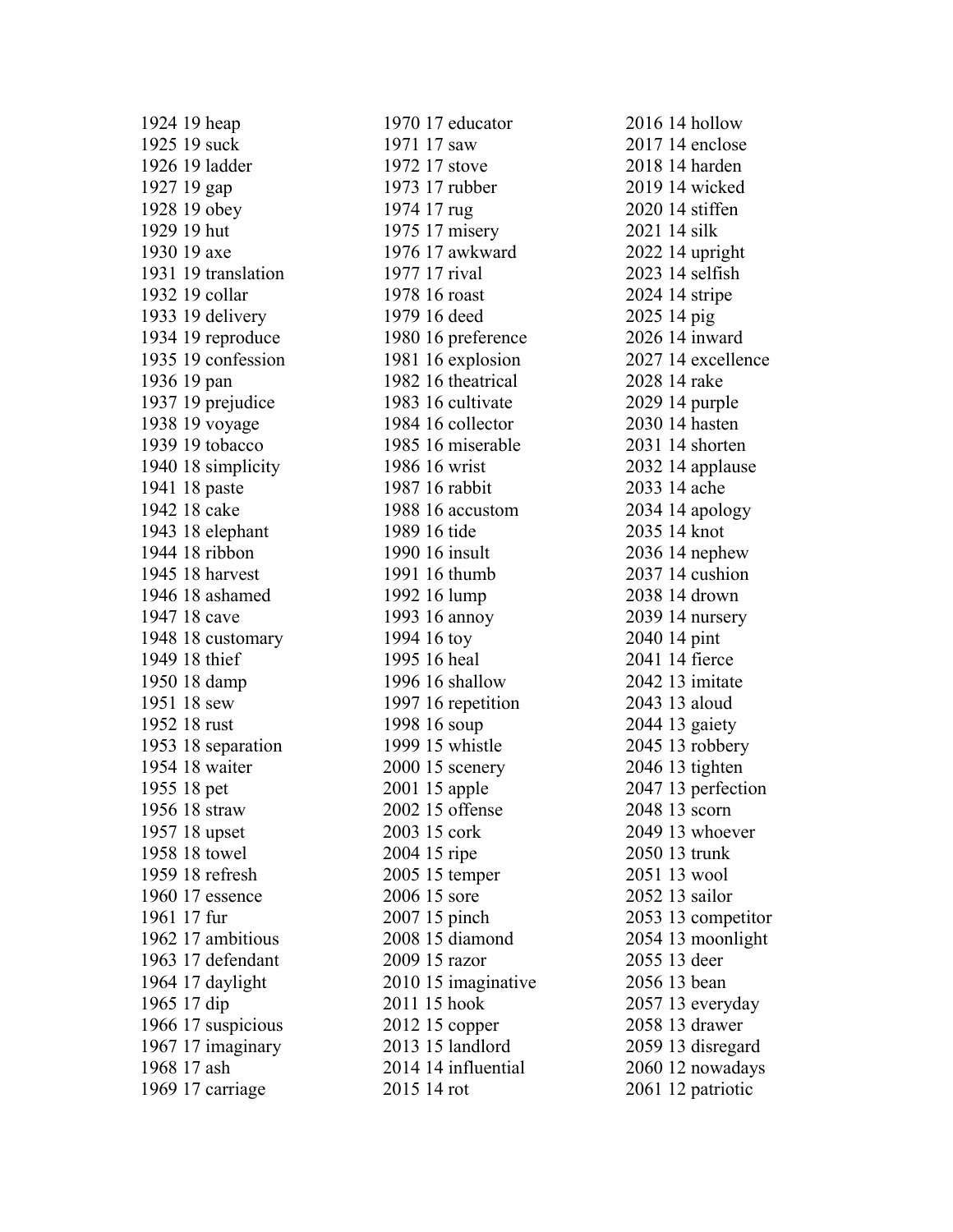1924 19 heap
1925 19 suck
1926 19 ladder
1927 19 gap
1928 19 obey
1929 19 hut
1930 19 axe
1931 19 translation
1932 19 collar
1933 19 delivery
1934 19 reproduce
1935 19 confession
1936 19 pan
1937 19 prejudice
1938 19 voyage
1939 19 tobacco
1940 18 simplicity
1941 18 paste
1942 18 cake
1943 18 elephant
1944 18 ribbon
1945 18 harvest
1946 18 ashamed
1947 18 cave
1948 18 customary
1949 18 thief
1950 18 damp
1951 18 sew
1952 18 rust
1953 18 separation
1954 18 waiter
1955 18 pet
1956 18 straw
1957 18 upset
1958 18 towel
1959 18 refresh
1960 17 essence
1961 17 fur
1962 17 ambitious
1963 17 defendant
1964 17 daylight
1965 17 dip
1966 17 suspicious
1967 17 imaginary
1968 17 ash
1969 17 carriage
1970 17 educator
1971 17 saw
1972 17 stove
1973 17 rubber
1974 17 rug
1975 17 misery
1976 17 awkward
1977 17 rival
1978 16 roast
1979 16 deed
1980 16 preference
1981 16 explosion
1982 16 theatrical
1983 16 cultivate
1984 16 collector
1985 16 miserable
1986 16 wrist
1987 16 rabbit
1988 16 accustom
1989 16 tide
1990 16 insult
1991 16 thumb
1992 16 lump
1993 16 annoy
1994 16 toy
1995 16 heal
1996 16 shallow
1997 16 repetition
1998 16 soup
1999 15 whistle
2000 15 scenery
2001 15 apple
2002 15 offense
2003 15 cork
2004 15 ripe
2005 15 temper
2006 15 sore
2007 15 pinch
2008 15 diamond
2009 15 razor
2010 15 imaginative
2011 15 hook
2012 15 copper
2013 15 landlord
2014 14 influential
2015 14 rot
2016 14 hollow
2017 14 enclose
2018 14 harden
2019 14 wicked
2020 14 stiffen
2021 14 silk
2022 14 upright
2023 14 selfish
2024 14 stripe
2025 14 pig
2026 14 inward
2027 14 excellence
2028 14 rake
2029 14 purple
2030 14 hasten
2031 14 shorten
2032 14 applause
2033 14 ache
2034 14 apology
2035 14 knot
2036 14 nephew
2037 14 cushion
2038 14 drown
2039 14 nursery
2040 14 pint
2041 14 fierce
2042 13 imitate
2043 13 aloud
2044 13 gaiety
2045 13 robbery
2046 13 tighten
2047 13 perfection
2048 13 scorn
2049 13 whoever
2050 13 trunk
2051 13 wool
2052 13 sailor
2053 13 competitor
2054 13 moonlight
2055 13 deer
2056 13 bean
2057 13 everyday
2058 13 drawer
2059 13 disregard
2060 12 nowadays
2061 12 patriotic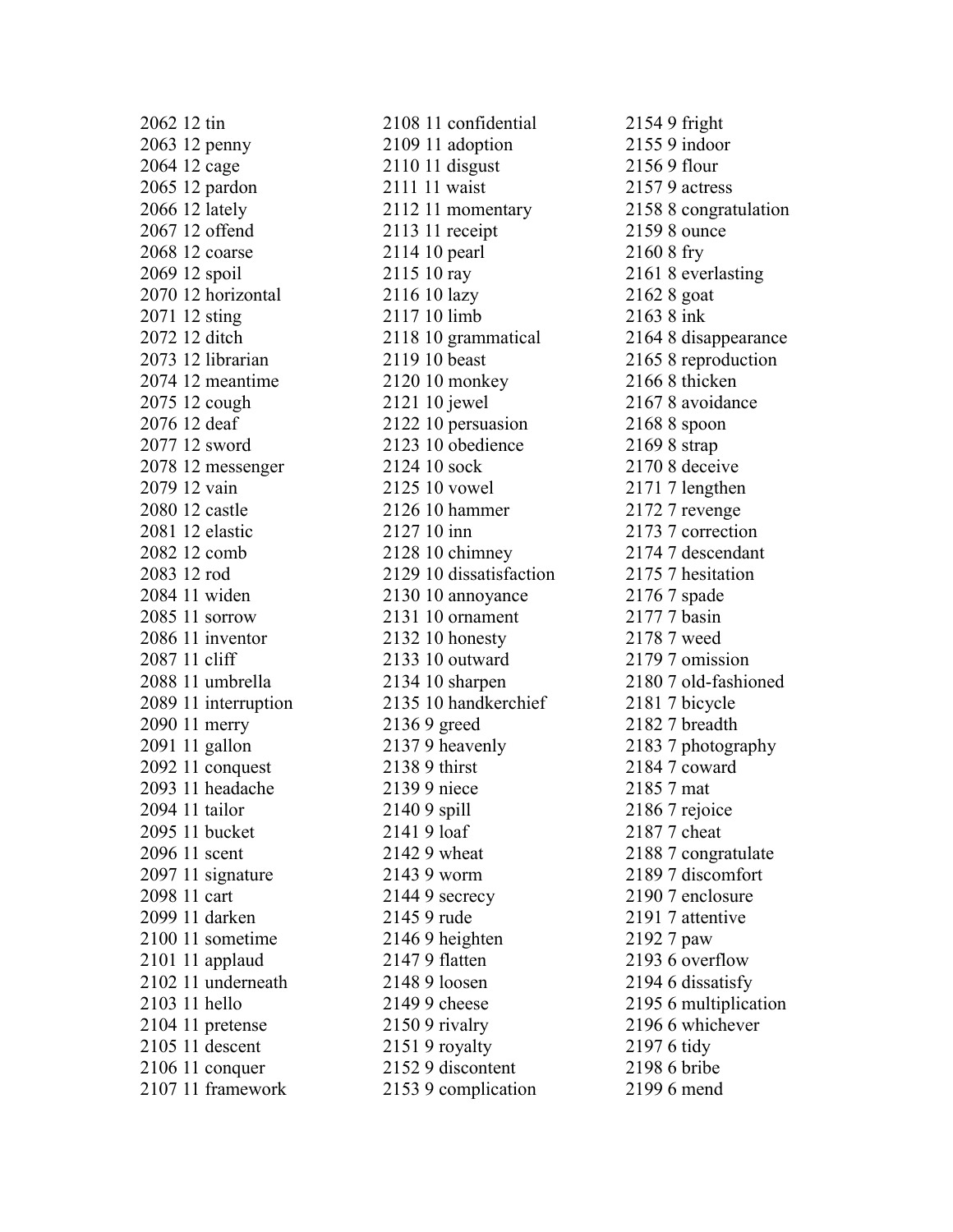2062 12 tin
2063 12 penny
2064 12 cage
2065 12 pardon
2066 12 lately
2067 12 offend
2068 12 coarse
2069 12 spoil
2070 12 horizontal
2071 12 sting
2072 12 ditch
2073 12 librarian
2074 12 meantime
2075 12 cough
2076 12 deaf
2077 12 sword
2078 12 messenger
2079 12 vain
2080 12 castle
2081 12 elastic
2082 12 comb
2083 12 rod
2084 11 widen
2085 11 sorrow
2086 11 inventor
2087 11 cliff
2088 11 umbrella
2089 11 interruption
2090 11 merry
2091 11 gallon
2092 11 conquest
2093 11 headache
2094 11 tailor
2095 11 bucket
2096 11 scent
2097 11 signature
2098 11 cart
2099 11 darken
2100 11 sometime
2101 11 applaud
2102 11 underneath
2103 11 hello
2104 11 pretense
2105 11 descent
2106 11 conquer
2107 11 framework
2108 11 confidential
2109 11 adoption
2110 11 disgust
2111 11 waist
2112 11 momentary
2113 11 receipt
2114 10 pearl
2115 10 ray
2116 10 lazy
2117 10 limb
2118 10 grammatical
2119 10 beast
2120 10 monkey
2121 10 jewel
2122 10 persuasion
2123 10 obedience
2124 10 sock
2125 10 vowel
2126 10 hammer
2127 10 inn
2128 10 chimney
2129 10 dissatisfaction
2130 10 annoyance
2131 10 ornament
2132 10 honesty
2133 10 outward
2134 10 sharpen
2135 10 handkerchief
2136 9 greed
2137 9 heavenly
2138 9 thirst
2139 9 niece
2140 9 spill
2141 9 loaf
2142 9 wheat
2143 9 worm
2144 9 secrecy
2145 9 rude
2146 9 heighten
2147 9 flatten
2148 9 loosen
2149 9 cheese
2150 9 rivalry
2151 9 royalty
2152 9 discontent
2153 9 complication
2154 9 fright
2155 9 indoor
2156 9 flour
2157 9 actress
2158 8 congratulation
2159 8 ounce
2160 8 fry
2161 8 everlasting
2162 8 goat
2163 8 ink
2164 8 disappearance
2165 8 reproduction
2166 8 thicken
2167 8 avoidance
2168 8 spoon
2169 8 strap
2170 8 deceive
2171 7 lengthen
2172 7 revenge
2173 7 correction
2174 7 descendant
2175 7 hesitation
2176 7 spade
2177 7 basin
2178 7 weed
2179 7 omission
2180 7 old-fashioned
2181 7 bicycle
2182 7 breadth
2183 7 photography
2184 7 coward
2185 7 mat
2186 7 rejoice
2187 7 cheat
2188 7 congratulate
2189 7 discomfort
2190 7 enclosure
2191 7 attentive
2192 7 paw
2193 6 overflow
2194 6 dissatisfy
2195 6 multiplication
2196 6 whichever
2197 6 tidy
2198 6 bribe
2199 6 mend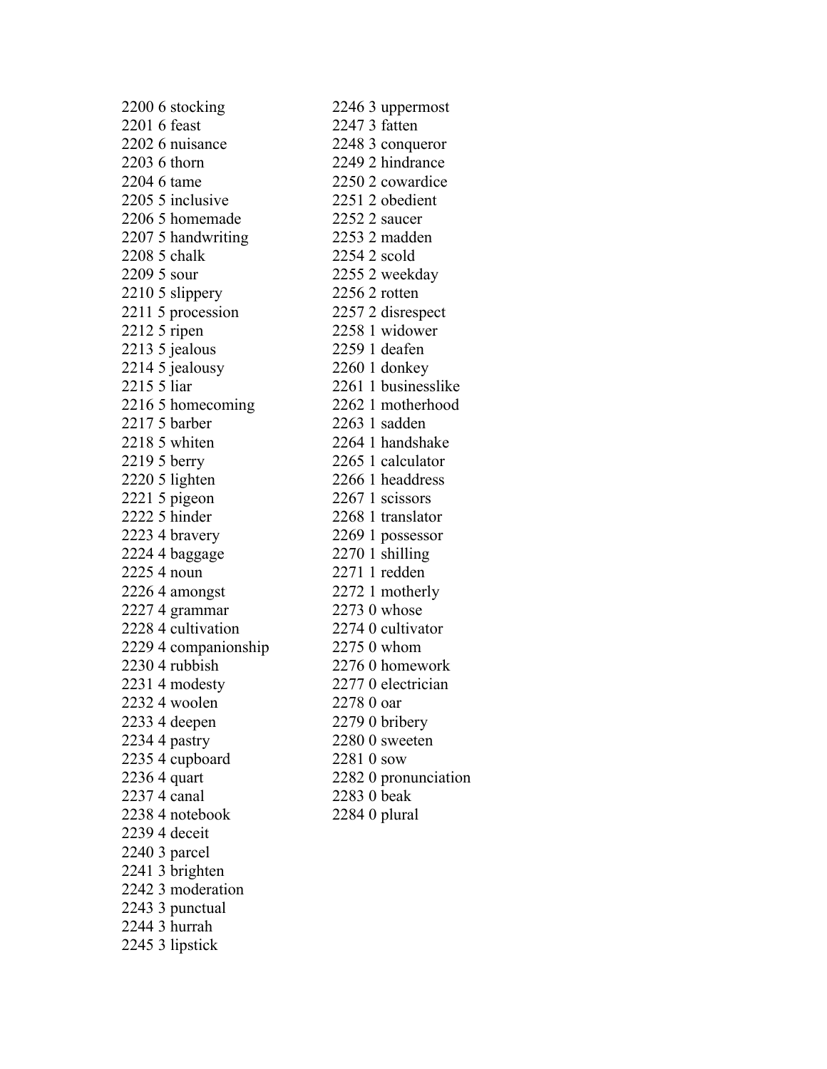2200 6 stocking
2201 6 feast
2202 6 nuisance
2203 6 thorn
2204 6 tame
2205 5 inclusive
2206 5 homemade
2207 5 handwriting
2208 5 chalk
2209 5 sour
2210 5 slippery
2211 5 procession
2212 5 ripen
2213 5 jealous
2214 5 jealousy
2215 5 liar
2216 5 homecoming
2217 5 barber
2218 5 whiten
2219 5 berry
2220 5 lighten
2221 5 pigeon
2222 5 hinder
2223 4 bravery
2224 4 baggage
2225 4 noun
2226 4 amongst
2227 4 grammar
2228 4 cultivation
2229 4 companionship
2230 4 rubbish
2231 4 modesty
2232 4 woolen
2233 4 deepen
2234 4 pastry
2235 4 cupboard
2236 4 quart
2237 4 canal
2238 4 notebook
2239 4 deceit
2240 3 parcel
2241 3 brighten
2242 3 moderation
2243 3 punctual
2244 3 hurrah
2245 3 lipstick
2246 3 uppermost
2247 3 fatten
2248 3 conqueror
2249 2 hindrance
2250 2 cowardice
2251 2 obedient
2252 2 saucer
2253 2 madden
2254 2 scold
2255 2 weekday
2256 2 rotten
2257 2 disrespect
2258 1 widower
2259 1 deafen
2260 1 donkey
2261 1 businesslike
2262 1 motherhood
2263 1 sadden
2264 1 handshake
2265 1 calculator
2266 1 headdress
2267 1 scissors
2268 1 translator
2269 1 possessor
2270 1 shilling
2271 1 redden
2272 1 motherly
2273 0 whose
2274 0 cultivator
2275 0 whom
2276 0 homework
2277 0 electrician
2278 0 oar
2279 0 bribery
2280 0 sweeten
2281 0 sow
2282 0 pronunciation
2283 0 beak
2284 0 plural